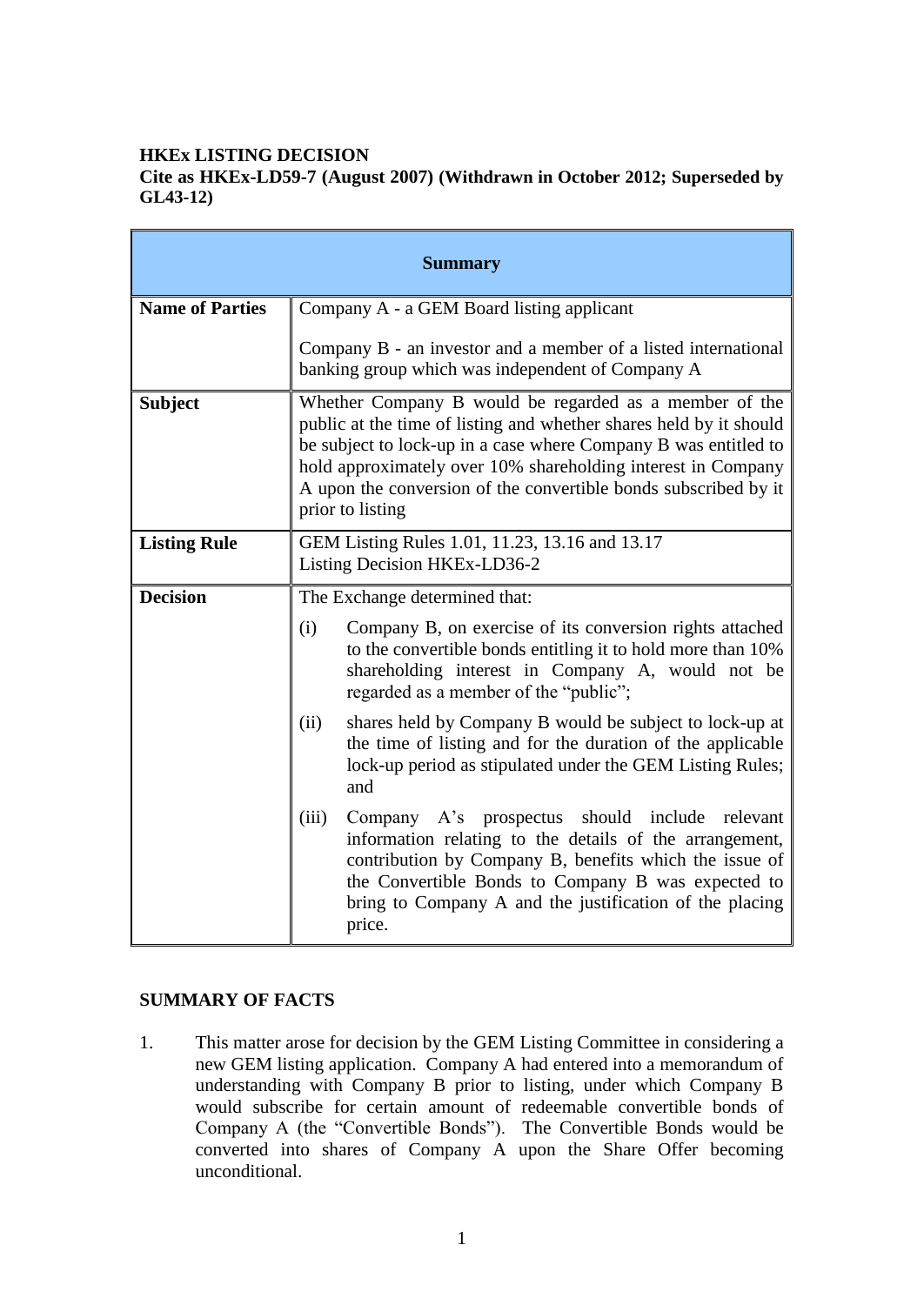**HKEx LISTING DECISION**
**Cite as HKEx-LD59-7 (August 2007) (Withdrawn in October 2012; Superseded by GL43-12)**

| **Summary** | |
|---|---|
| **Name of Parties** | Company A - a GEM Board listing applicant<br><br>Company B - an investor and a member of a listed international banking group which was independent of Company A |
| **Subject** | Whether Company B would be regarded as a member of the public at the time of listing and whether shares held by it should be subject to lock-up in a case where Company B was entitled to hold approximately over 10% shareholding interest in Company A upon the conversion of the convertible bonds subscribed by it prior to listing |
| **Listing Rule** | GEM Listing Rules 1.01, 11.23, 13.16 and 13.17<br>Listing Decision HKEx-LD36-2 |
| **Decision** | The Exchange determined that:<br><br>(i) Company B, on exercise of its conversion rights attached to the convertible bonds entitling it to hold more than 10% shareholding interest in Company A, would not be regarded as a member of the "public";<br><br>(ii) shares held by Company B would be subject to lock-up at the time of listing and for the duration of the applicable lock-up period as stipulated under the GEM Listing Rules; and<br><br>(iii) Company A's prospectus should include relevant information relating to the details of the arrangement, contribution by Company B, benefits which the issue of the Convertible Bonds to Company B was expected to bring to Company A and the justification of the placing price. |

**SUMMARY OF FACTS**

1. This matter arose for decision by the GEM Listing Committee in considering a new GEM listing application. Company A had entered into a memorandum of understanding with Company B prior to listing, under which Company B would subscribe for certain amount of redeemable convertible bonds of Company A (the "Convertible Bonds"). The Convertible Bonds would be converted into shares of Company A upon the Share Offer becoming unconditional.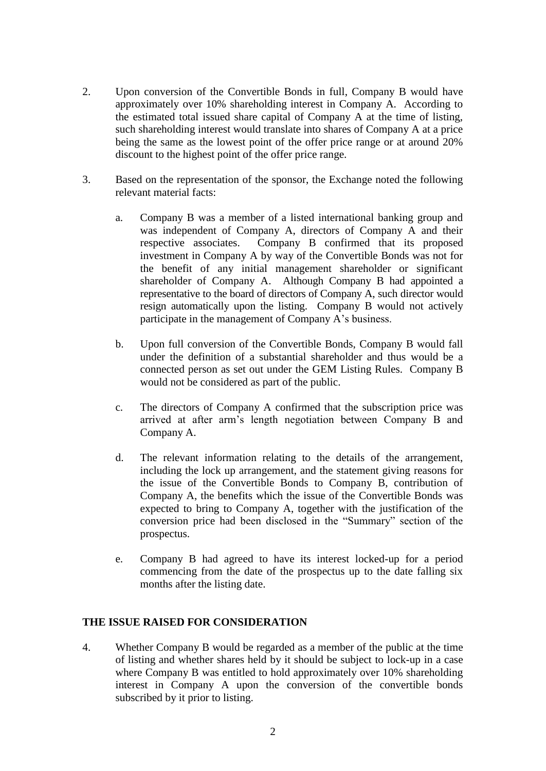2. Upon conversion of the Convertible Bonds in full, Company B would have approximately over 10% shareholding interest in Company A. According to the estimated total issued share capital of Company A at the time of listing, such shareholding interest would translate into shares of Company A at a price being the same as the lowest point of the offer price range or at around 20% discount to the highest point of the offer price range.

3. Based on the representation of the sponsor, the Exchange noted the following relevant material facts:

   a. Company B was a member of a listed international banking group and was independent of Company A, directors of Company A and their respective associates. Company B confirmed that its proposed investment in Company A by way of the Convertible Bonds was not for the benefit of any initial management shareholder or significant shareholder of Company A. Although Company B had appointed a representative to the board of directors of Company A, such director would resign automatically upon the listing. Company B would not actively participate in the management of Company A's business.

   b. Upon full conversion of the Convertible Bonds, Company B would fall under the definition of a substantial shareholder and thus would be a connected person as set out under the GEM Listing Rules. Company B would not be considered as part of the public.

   c. The directors of Company A confirmed that the subscription price was arrived at after arm's length negotiation between Company B and Company A.

   d. The relevant information relating to the details of the arrangement, including the lock up arrangement, and the statement giving reasons for the issue of the Convertible Bonds to Company B, contribution of Company A, the benefits which the issue of the Convertible Bonds was expected to bring to Company A, together with the justification of the conversion price had been disclosed in the "Summary" section of the prospectus.

   e. Company B had agreed to have its interest locked-up for a period commencing from the date of the prospectus up to the date falling six months after the listing date.

## THE ISSUE RAISED FOR CONSIDERATION

4. Whether Company B would be regarded as a member of the public at the time of listing and whether shares held by it should be subject to lock-up in a case where Company B was entitled to hold approximately over 10% shareholding interest in Company A upon the conversion of the convertible bonds subscribed by it prior to listing.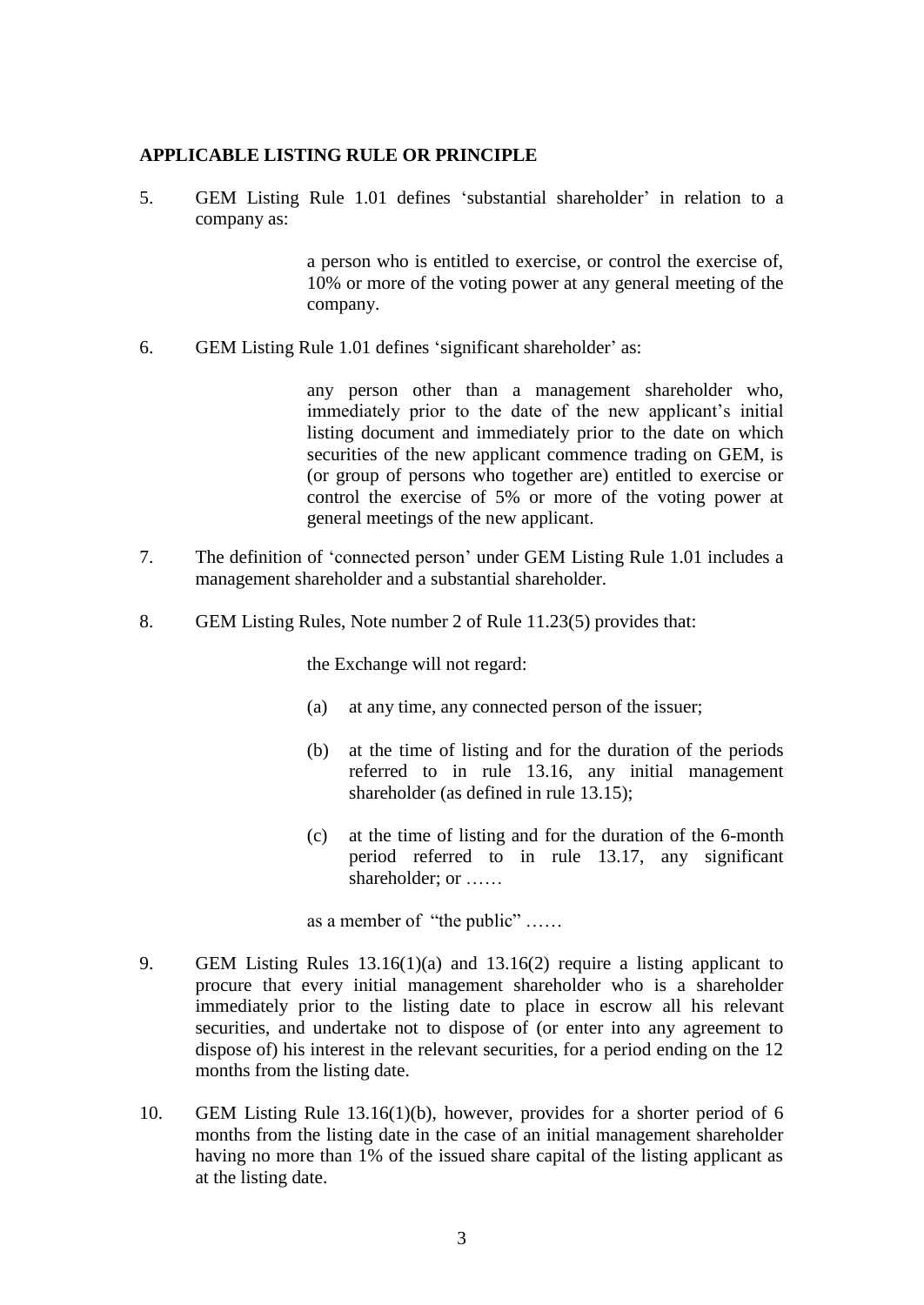**APPLICABLE LISTING RULE OR PRINCIPLE**

5. GEM Listing Rule 1.01 defines 'substantial shareholder' in relation to a company as:

   > a person who is entitled to exercise, or control the exercise of, 10% or more of the voting power at any general meeting of the company.

6. GEM Listing Rule 1.01 defines 'significant shareholder' as:

   > any person other than a management shareholder who, immediately prior to the date of the new applicant's initial listing document and immediately prior to the date on which securities of the new applicant commence trading on GEM, is (or group of persons who together are) entitled to exercise or control the exercise of 5% or more of the voting power at general meetings of the new applicant.

7. The definition of 'connected person' under GEM Listing Rule 1.01 includes a management shareholder and a substantial shareholder.

8. GEM Listing Rules, Note number 2 of Rule 11.23(5) provides that:

   > the Exchange will not regard:
   >
   > (a) at any time, any connected person of the issuer;
   >
   > (b) at the time of listing and for the duration of the periods referred to in rule 13.16, any initial management shareholder (as defined in rule 13.15);
   >
   > (c) at the time of listing and for the duration of the 6-month period referred to in rule 13.17, any significant shareholder; or ……
   >
   > as a member of "the public" ……

9. GEM Listing Rules 13.16(1)(a) and 13.16(2) require a listing applicant to procure that every initial management shareholder who is a shareholder immediately prior to the listing date to place in escrow all his relevant securities, and undertake not to dispose of (or enter into any agreement to dispose of) his interest in the relevant securities, for a period ending on the 12 months from the listing date.

10. GEM Listing Rule 13.16(1)(b), however, provides for a shorter period of 6 months from the listing date in the case of an initial management shareholder having no more than 1% of the issued share capital of the listing applicant as at the listing date.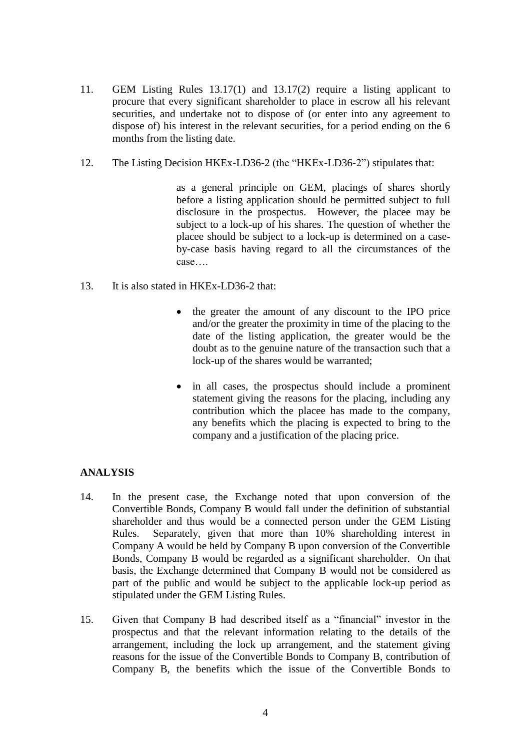11. GEM Listing Rules 13.17(1) and 13.17(2) require a listing applicant to procure that every significant shareholder to place in escrow all his relevant securities, and undertake not to dispose of (or enter into any agreement to dispose of) his interest in the relevant securities, for a period ending on the 6 months from the listing date.

12. The Listing Decision HKEx-LD36-2 (the "HKEx-LD36-2") stipulates that:

> as a general principle on GEM, placings of shares shortly before a listing application should be permitted subject to full disclosure in the prospectus. However, the placee may be subject to a lock-up of his shares. The question of whether the placee should be subject to a lock-up is determined on a case-by-case basis having regard to all the circumstances of the case….

13. It is also stated in HKEx-LD36-2 that:

   - the greater the amount of any discount to the IPO price and/or the greater the proximity in time of the placing to the date of the listing application, the greater would be the doubt as to the genuine nature of the transaction such that a lock-up of the shares would be warranted;

   - in all cases, the prospectus should include a prominent statement giving the reasons for the placing, including any contribution which the placee has made to the company, any benefits which the placing is expected to bring to the company and a justification of the placing price.

**ANALYSIS**

14. In the present case, the Exchange noted that upon conversion of the Convertible Bonds, Company B would fall under the definition of substantial shareholder and thus would be a connected person under the GEM Listing Rules. Separately, given that more than 10% shareholding interest in Company A would be held by Company B upon conversion of the Convertible Bonds, Company B would be regarded as a significant shareholder. On that basis, the Exchange determined that Company B would not be considered as part of the public and would be subject to the applicable lock-up period as stipulated under the GEM Listing Rules.

15. Given that Company B had described itself as a "financial" investor in the prospectus and that the relevant information relating to the details of the arrangement, including the lock up arrangement, and the statement giving reasons for the issue of the Convertible Bonds to Company B, contribution of Company B, the benefits which the issue of the Convertible Bonds to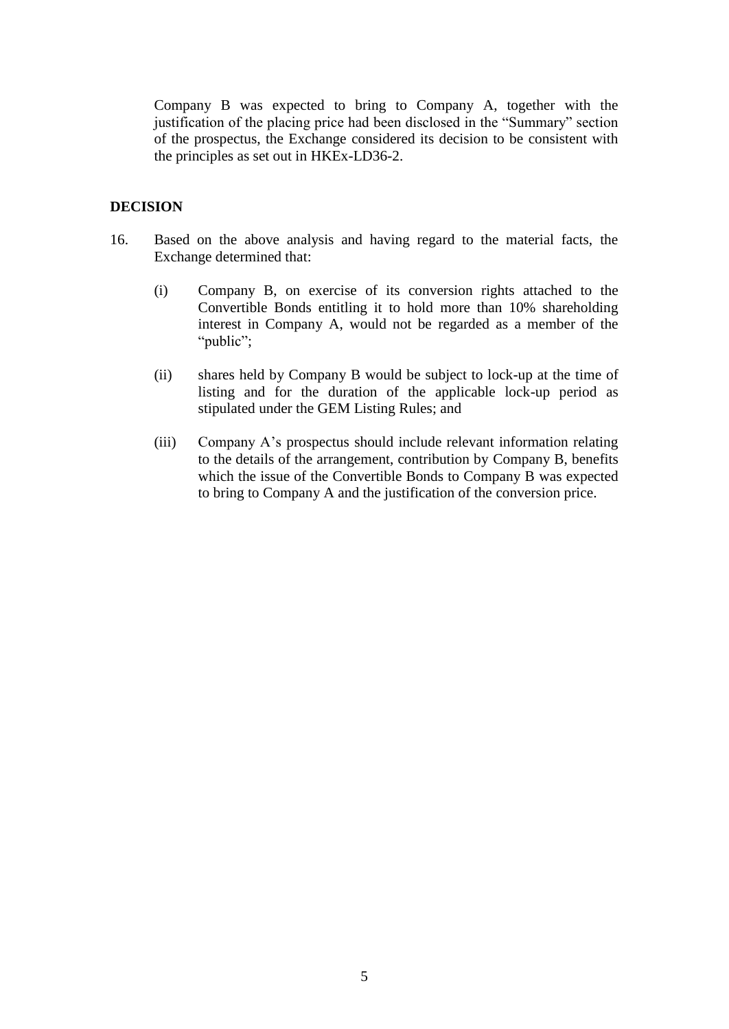Company B was expected to bring to Company A, together with the justification of the placing price had been disclosed in the "Summary" section of the prospectus, the Exchange considered its decision to be consistent with the principles as set out in HKEx-LD36-2.

**DECISION**

16. Based on the above analysis and having regard to the material facts, the Exchange determined that:

    (i) Company B, on exercise of its conversion rights attached to the Convertible Bonds entitling it to hold more than 10% shareholding interest in Company A, would not be regarded as a member of the "public";

    (ii) shares held by Company B would be subject to lock-up at the time of listing and for the duration of the applicable lock-up period as stipulated under the GEM Listing Rules; and

    (iii) Company A's prospectus should include relevant information relating to the details of the arrangement, contribution by Company B, benefits which the issue of the Convertible Bonds to Company B was expected to bring to Company A and the justification of the conversion price.